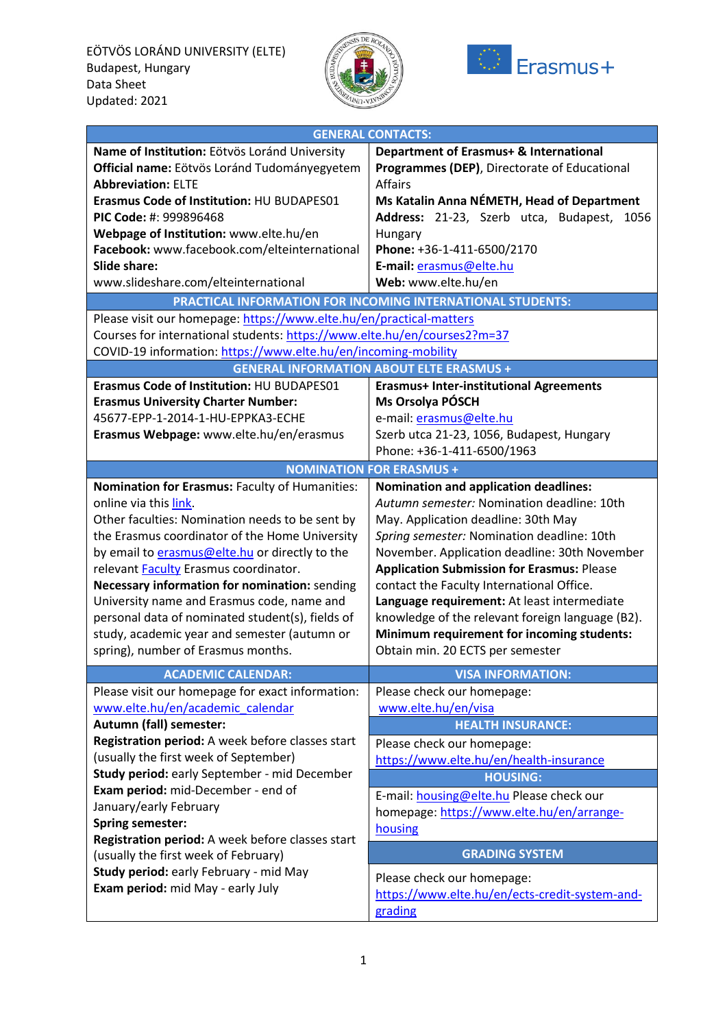EÖTVÖS LORÁND UNIVERSITY (ELTE)
Budapest, Hungary
Data Sheet
Updated: 2021

Erasmus+

## GENERAL CONTACTS:

| | |
|---|---|
| **Name of Institution:** Eötvös Loránd University<br>**Official name:** Eötvös Loránd Tudományegyetem<br>**Abbreviation:** ELTE<br>**Erasmus Code of Institution:** HU BUDAPES01<br>**PIC Code:** #: 999896468<br>**Webpage of Institution:** www.elte.hu/en<br>**Facebook:** www.facebook.com/elteinternational<br>**Slide share:** www.slideshare.com/elteinternational | **Department of Erasmus+ & International Programmes (DEP)**, Directorate of Educational Affairs<br>**Ms Katalin Anna NÉMETH, Head of Department**<br>**Address:** 21-23, Szerb utca, Budapest, 1056 Hungary<br>**Phone:** +36-1-411-6500/2170<br>**E-mail:** erasmus@elte.hu<br>**Web:** www.elte.hu/en |

## PRACTICAL INFORMATION FOR INCOMING INTERNATIONAL STUDENTS:

Please visit our homepage: https://www.elte.hu/en/practical-matters
Courses for international students: https://www.elte.hu/en/courses2?m=37
COVID-19 information: https://www.elte.hu/en/incoming-mobility

## GENERAL INFORMATION ABOUT ELTE ERASMUS +

| | |
|---|---|
| **Erasmus Code of Institution:** HU BUDAPES01<br>**Erasmus University Charter Number:** 45677-EPP-1-2014-1-HU-EPPKA3-ECHE<br>**Erasmus Webpage:** www.elte.hu/en/erasmus | **Erasmus+ Inter-institutional Agreements**<br>**Ms Orsolya PÓSCH**<br>e-mail: erasmus@elte.hu<br>Szerb utca 21-23, 1056, Budapest, Hungary<br>Phone: +36-1-411-6500/1963 |

## NOMINATION FOR ERASMUS +

| | |
|---|---|
| **Nomination for Erasmus:** Faculty of Humanities: online via this link.<br>Other faculties: Nomination needs to be sent by the Erasmus coordinator of the Home University by email to erasmus@elte.hu or directly to the relevant Faculty Erasmus coordinator.<br>**Necessary information for nomination:** sending University name and Erasmus code, name and personal data of nominated student(s), fields of study, academic year and semester (autumn or spring), number of Erasmus months. | **Nomination and application deadlines:**<br>*Autumn semester:* Nomination deadline: 10th May. Application deadline: 30th May<br>*Spring semester:* Nomination deadline: 10th November. Application deadline: 30th November<br>**Application Submission for Erasmus:** Please contact the Faculty International Office.<br>**Language requirement:** At least intermediate knowledge of the relevant foreign language (B2).<br>**Minimum requirement for incoming students:** Obtain min. 20 ECTS per semester |

## ACADEMIC CALENDAR:

Please visit our homepage for exact information: www.elte.hu/en/academic_calendar

**Autumn (fall) semester:**
**Registration period:** A week before classes start (usually the first week of September)
**Study period:** early September - mid December
**Exam period:** mid-December - end of January/early February

**Spring semester:**
**Registration period:** A week before classes start (usually the first week of February)
**Study period:** early February - mid May
**Exam period:** mid May - early July

## VISA INFORMATION:

Please check our homepage: www.elte.hu/en/visa

## HEALTH INSURANCE:

Please check our homepage: https://www.elte.hu/en/health-insurance

## HOUSING:

E-mail: housing@elte.hu Please check our homepage: https://www.elte.hu/en/arrange-housing

## GRADING SYSTEM

Please check our homepage: https://www.elte.hu/en/ects-credit-system-and-grading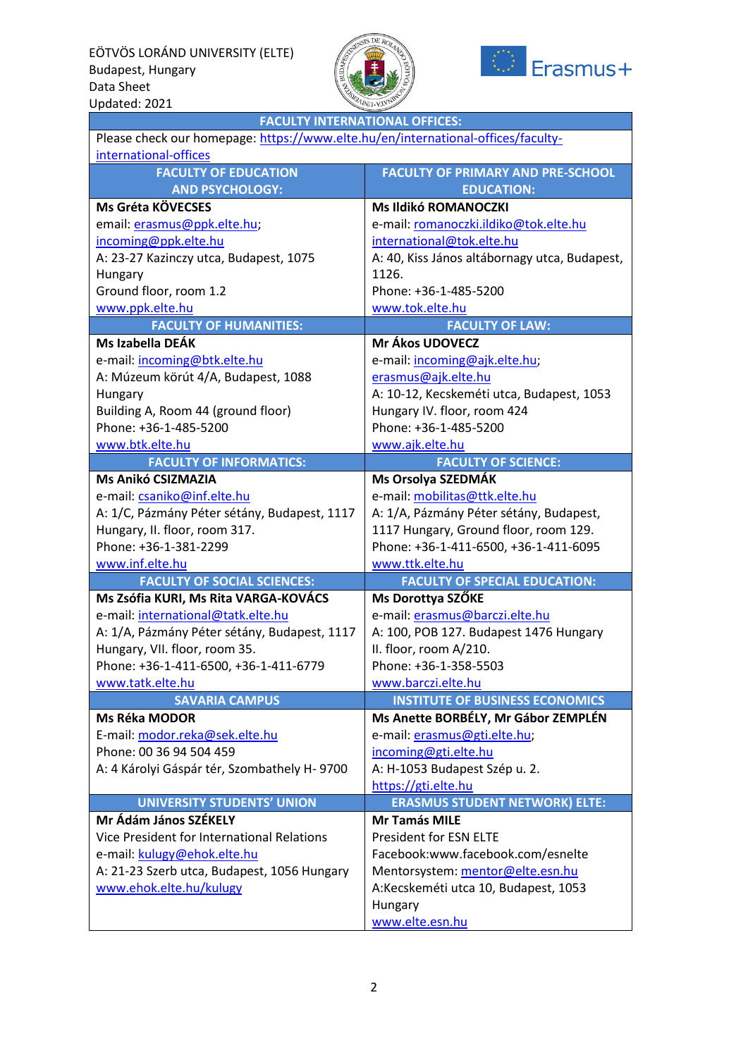EÖTVÖS LORÁND UNIVERSITY (ELTE)
Budapest, Hungary
Data Sheet
Updated: 2021

| FACULTY INTERNATIONAL OFFICES: | |
|---|---|
| Please check our homepage: https://www.elte.hu/en/international-offices/faculty-international-offices | |
| **FACULTY OF EDUCATION AND PSYCHOLOGY:** | **FACULTY OF PRIMARY AND PRE-SCHOOL EDUCATION:** |
| **Ms Gréta KÖVECSES**<br>email: erasmus@ppk.elte.hu; incoming@ppk.elte.hu<br>A: 23-27 Kazinczy utca, Budapest, 1075 Hungary<br>Ground floor, room 1.2<br>www.ppk.elte.hu | **Ms Ildikó ROMANOCZKI**<br>e-mail: romanoczki.ildiko@tok.elte.hu<br>international@tok.elte.hu<br>A: 40, Kiss János altábornagy utca, Budapest, 1126.<br>Phone: +36-1-485-5200<br>www.tok.elte.hu |
| **FACULTY OF HUMANITIES:** | **FACULTY OF LAW:** |
| **Ms Izabella DEÁK**<br>e-mail: incoming@btk.elte.hu<br>A: Múzeum körút 4/A, Budapest, 1088 Hungary<br>Building A, Room 44 (ground floor)<br>Phone: +36-1-485-5200<br>www.btk.elte.hu | **Mr Ákos UDOVECZ**<br>e-mail: incoming@ajk.elte.hu; erasmus@ajk.elte.hu<br>A: 10-12, Kecskeméti utca, Budapest, 1053 Hungary IV. floor, room 424<br>Phone: +36-1-485-5200<br>www.ajk.elte.hu |
| **FACULTY OF INFORMATICS:** | **FACULTY OF SCIENCE:** |
| **Ms Anikó CSIZMAZIA**<br>e-mail: csaniko@inf.elte.hu<br>A: 1/C, Pázmány Péter sétány, Budapest, 1117 Hungary, II. floor, room 317.<br>Phone: +36-1-381-2299<br>www.inf.elte.hu | **Ms Orsolya SZEDMÁK**<br>e-mail: mobilitas@ttk.elte.hu<br>A: 1/A, Pázmány Péter sétány, Budapest, 1117 Hungary, Ground floor, room 129.<br>Phone: +36-1-411-6500, +36-1-411-6095<br>www.ttk.elte.hu |
| **FACULTY OF SOCIAL SCIENCES:** | **FACULTY OF SPECIAL EDUCATION:** |
| **Ms Zsófia KURI, Ms Rita VARGA-KOVÁCS**<br>e-mail: international@tatk.elte.hu<br>A: 1/A, Pázmány Péter sétány, Budapest, 1117 Hungary, VII. floor, room 35.<br>Phone: +36-1-411-6500, +36-1-411-6779<br>www.tatk.elte.hu | **Ms Dorottya SZŐKE**<br>e-mail: erasmus@barczi.elte.hu<br>A: 100, POB 127. Budapest 1476 Hungary<br>II. floor, room A/210.<br>Phone: +36-1-358-5503<br>www.barczi.elte.hu |
| **SAVARIA CAMPUS** | **INSTITUTE OF BUSINESS ECONOMICS** |
| **Ms Réka MODOR**<br>E-mail: modor.reka@sek.elte.hu<br>Phone: 00 36 94 504 459<br>A: 4 Károlyi Gáspár tér, Szombathely H- 9700 | **Ms Anette BORBÉLY, Mr Gábor ZEMPLÉN**<br>e-mail: erasmus@gti.elte.hu; incoming@gti.elte.hu<br>A: H-1053 Budapest Szép u. 2.<br>https://gti.elte.hu |
| **UNIVERSITY STUDENTS' UNION** | **ERASMUS STUDENT NETWORK) ELTE:** |
| **Mr Ádám János SZÉKELY**<br>Vice President for International Relations<br>e-mail: kulugy@ehok.elte.hu<br>A: 21-23 Szerb utca, Budapest, 1056 Hungary<br>www.ehok.elte.hu/kulugy | **Mr Tamás MILE**<br>President for ESN ELTE<br>Facebook:www.facebook.com/esnelte<br>Mentorsystem: mentor@elte.esn.hu<br>A:Kecskeméti utca 10, Budapest, 1053 Hungary<br>www.elte.esn.hu |